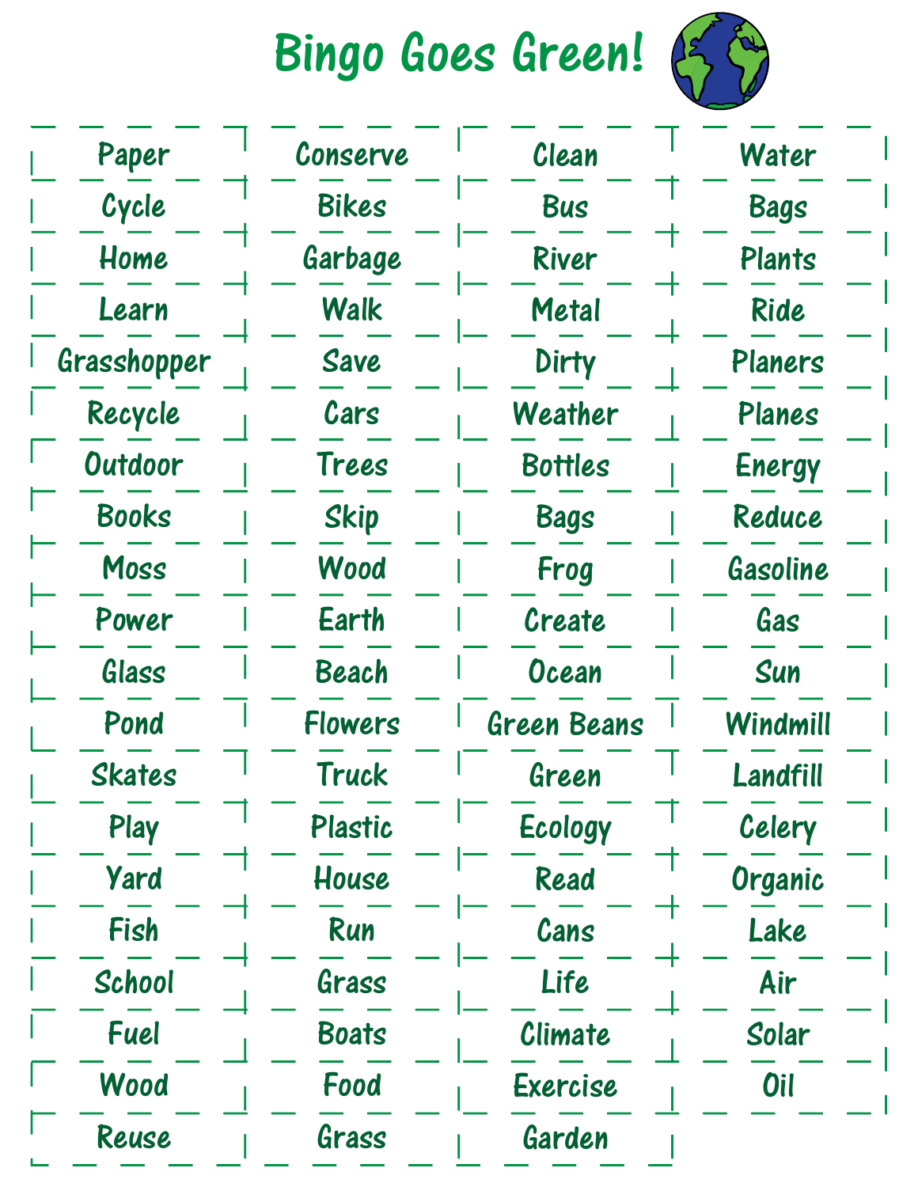# Bingo Goes Green!

| | | | |
|---|---|---|---|
| Paper | Conserve | Clean | Water |
| Cycle | Bikes | Bus | Bags |
| Home | Garbage | River | Plants |
| Learn | Walk | Metal | Ride |
| Grasshopper | Save | Dirty | Planers |
| Recycle | Cars | Weather | Planes |
| Outdoor | Trees | Bottles | Energy |
| Books | Skip | Bags | Reduce |
| Moss | Wood | Frog | Gasoline |
| Power | Earth | Create | Gas |
| Glass | Beach | Ocean | Sun |
| Pond | Flowers | Green Beans | Windmill |
| Skates | Truck | Green | Landfill |
| Play | Plastic | Ecology | Celery |
| Yard | House | Read | Organic |
| Fish | Run | Cans | Lake |
| School | Grass | Life | Air |
| Fuel | Boats | Climate | Solar |
| Wood | Food | Exercise | Oil |
| Reuse | Grass | Garden | |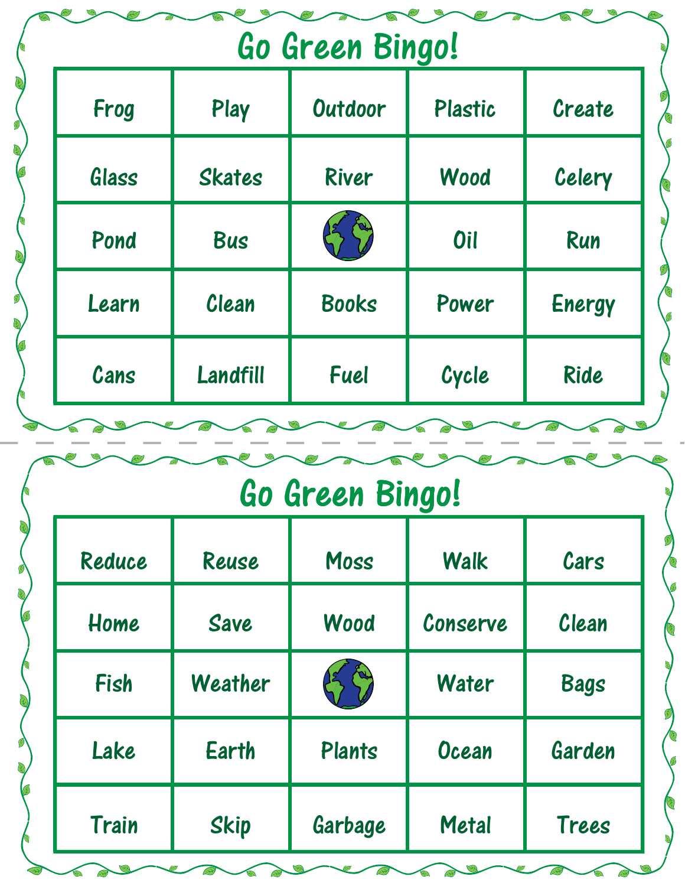# Go Green Bingo!

| | | | | |
|---|---|---|---|---|
| Frog | Play | Outdoor | Plastic | Create |
| Glass | Skates | River | Wood | Celery |
| Pond | Bus | | Oil | Run |
| Learn | Clean | Books | Power | Energy |
| Cans | Landfill | Fuel | Cycle | Ride |

# Go Green Bingo!

| | | | | |
|---|---|---|---|---|
| Reduce | Reuse | Moss | Walk | Cars |
| Home | Save | Wood | Conserve | Clean |
| Fish | Weather | | Water | Bags |
| Lake | Earth | Plants | Ocean | Garden |
| Train | Skip | Garbage | Metal | Trees |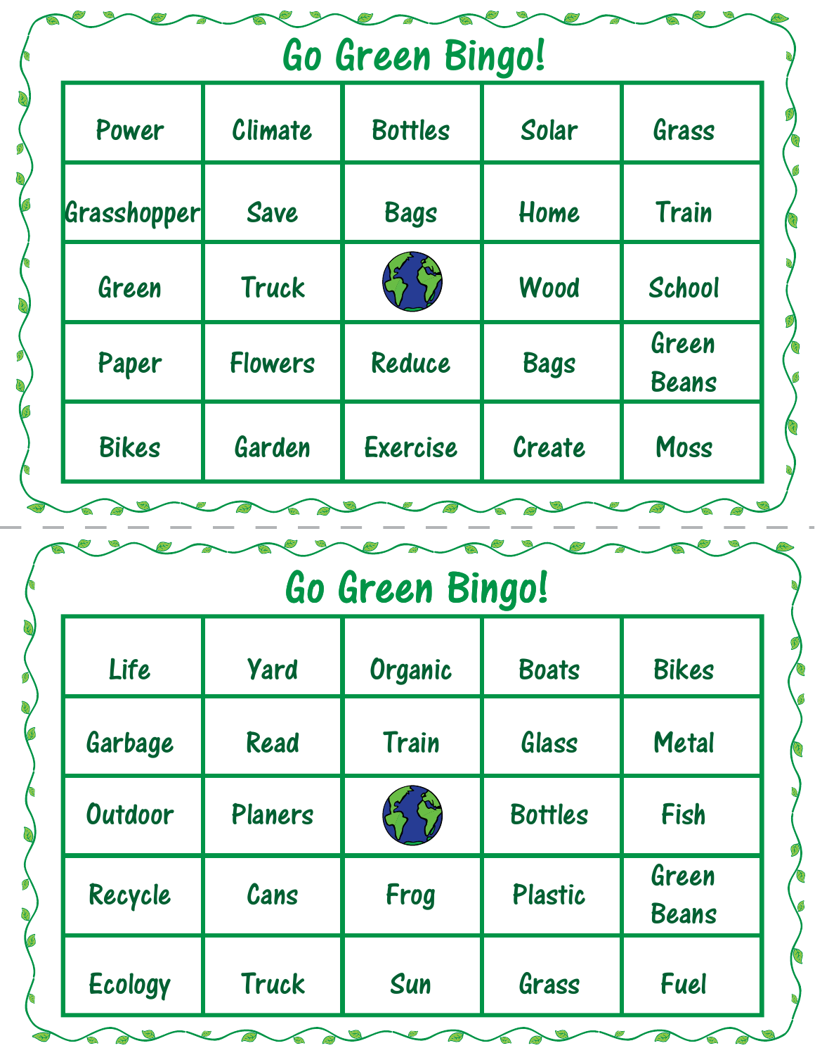# Go Green Bingo!

| | | | | |
|---|---|---|---|---|
| Power | Climate | Bottles | Solar | Grass |
| Grasshopper | Save | Bags | Home | Train |
| Green | Truck | | Wood | School |
| Paper | Flowers | Reduce | Bags | Green Beans |
| Bikes | Garden | Exercise | Create | Moss |

# Go Green Bingo!

| | | | | |
|---|---|---|---|---|
| Life | Yard | Organic | Boats | Bikes |
| Garbage | Read | Train | Glass | Metal |
| Outdoor | Planers | | Bottles | Fish |
| Recycle | Cans | Frog | Plastic | Green Beans |
| Ecology | Truck | Sun | Grass | Fuel |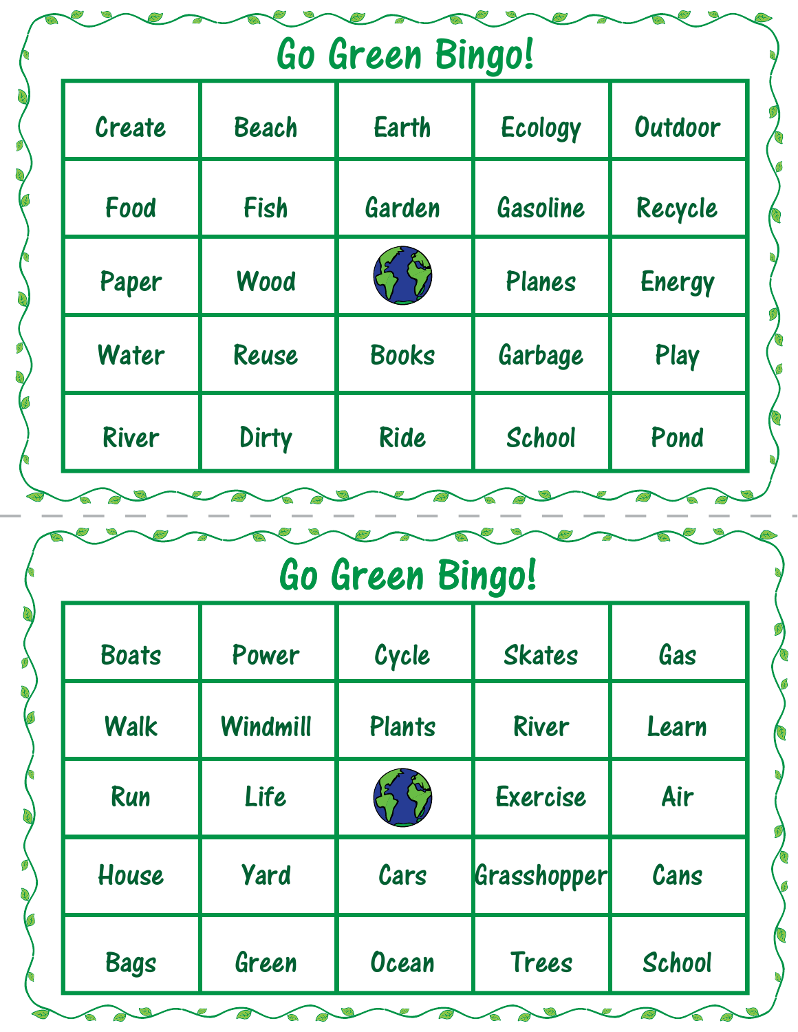# Go Green Bingo!

| | | | | |
|---|---|---|---|---|
| Create | Beach | Earth | Ecology | Outdoor |
| Food | Fish | Garden | Gasoline | Recycle |
| Paper | Wood | | Planes | Energy |
| Water | Reuse | Books | Garbage | Play |
| River | Dirty | Ride | School | Pond |

# Go Green Bingo!

| | | | | |
|---|---|---|---|---|
| Boats | Power | Cycle | Skates | Gas |
| Walk | Windmill | Plants | River | Learn |
| Run | Life | | Exercise | Air |
| House | Yard | Cars | Grasshopper | Cans |
| Bags | Green | Ocean | Trees | School |